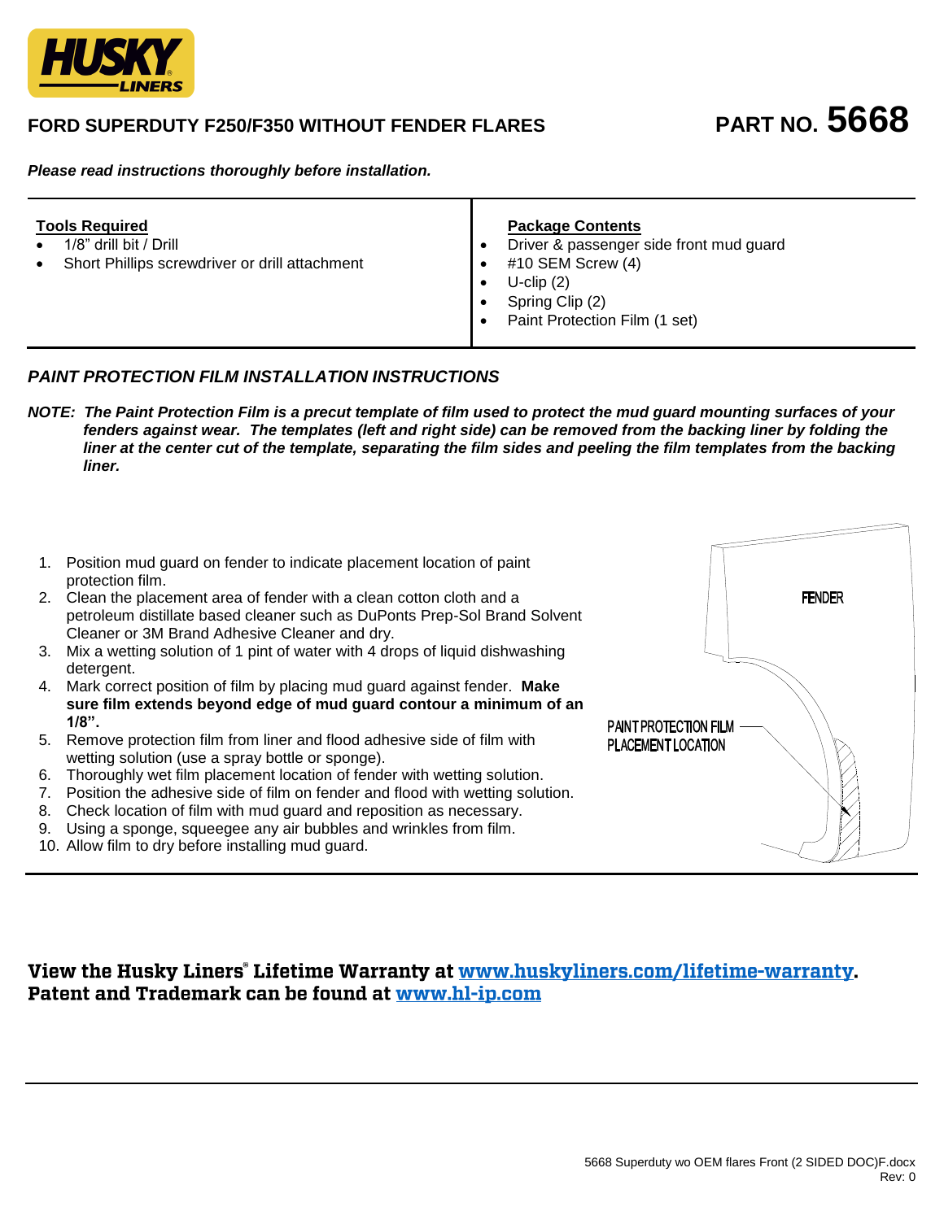**HUSKY LINERS**

# FORD SUPERDUTY F250/F350 WITHOUT FENDER FLARES

# PART NO. 5668

***Please read instructions thoroughly before installation.***

| **Tools Required** | **Package Contents** |
|---|---|
| • 1/8" drill bit / Drill<br>• Short Phillips screwdriver or drill attachment | • Driver & passenger side front mud guard<br>• #10 SEM Screw (4)<br>• U-clip (2)<br>• Spring Clip (2)<br>• Paint Protection Film (1 set) |

## *PAINT PROTECTION FILM INSTALLATION INSTRUCTIONS*

***NOTE: The Paint Protection Film is a precut template of film used to protect the mud guard mounting surfaces of your fenders against wear. The templates (left and right side) can be removed from the backing liner by folding the liner at the center cut of the template, separating the film sides and peeling the film templates from the backing liner.***

1. Position mud guard on fender to indicate placement location of paint protection film.
2. Clean the placement area of fender with a clean cotton cloth and a petroleum distillate based cleaner such as DuPonts Prep-Sol Brand Solvent Cleaner or 3M Brand Adhesive Cleaner and dry.
3. Mix a wetting solution of 1 pint of water with 4 drops of liquid dishwashing detergent.
4. Mark correct position of film by placing mud guard against fender. **Make sure film extends beyond edge of mud guard contour a minimum of an 1/8".**
5. Remove protection film from liner and flood adhesive side of film with wetting solution (use a spray bottle or sponge).
6. Thoroughly wet film placement location of fender with wetting solution.
7. Position the adhesive side of film on fender and flood with wetting solution.
8. Check location of film with mud guard and reposition as necessary.
9. Using a sponge, squeegee any air bubbles and wrinkles from film.
10. Allow film to dry before installing mud guard.

FENDER

PAINT PROTECTION FILM PLACEMENT LOCATION

**View the Husky Liners® Lifetime Warranty at [www.huskyliners.com/lifetime-warranty](www.huskyliners.com/lifetime-warranty).**
**Patent and Trademark can be found at [www.hl-ip.com](www.hl-ip.com)**

5668 Superduty wo OEM flares Front (2 SIDED DOC)F.docx
Rev: 0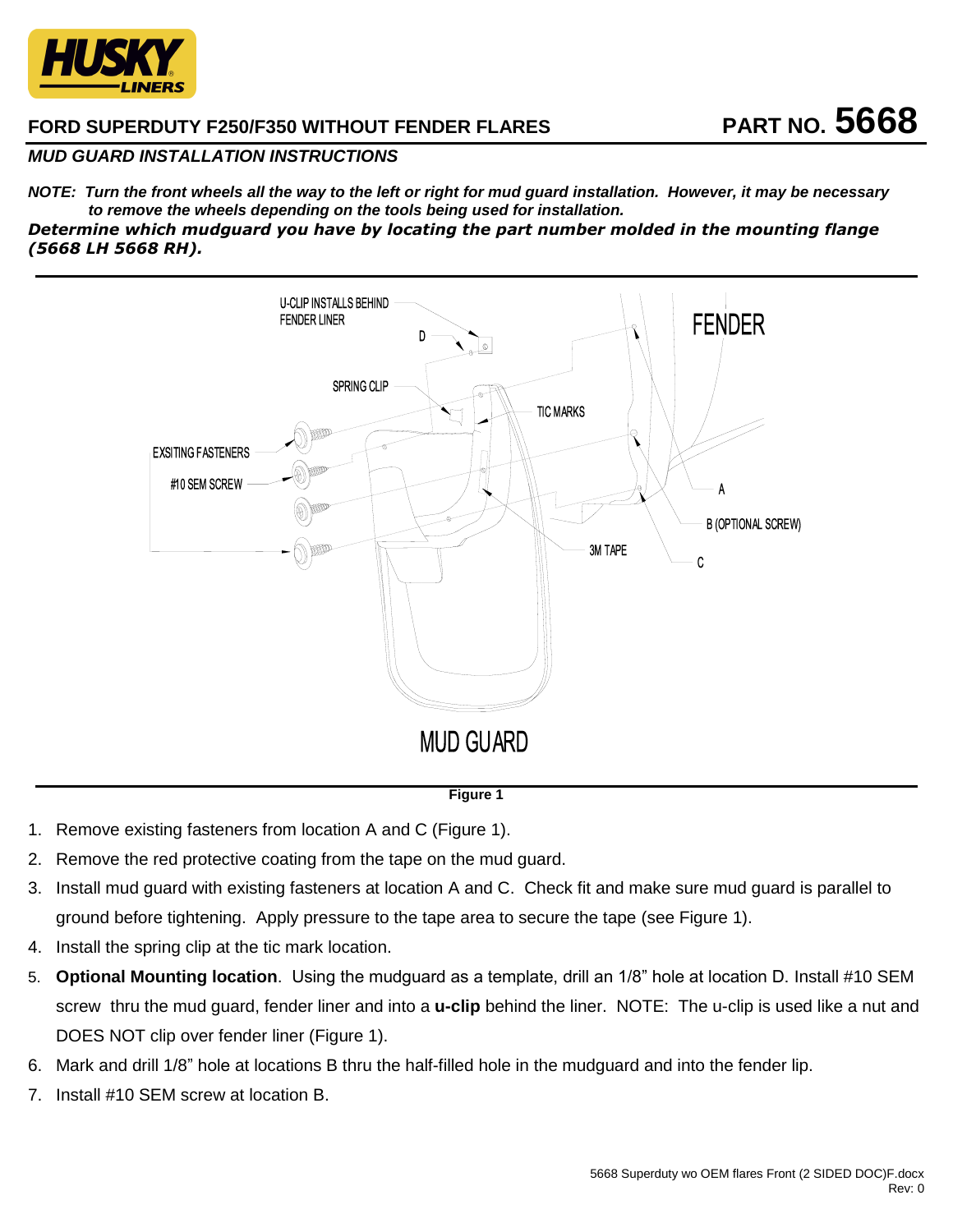## FORD SUPERDUTY F250/F350 WITHOUT FENDER FLARES

## PART NO. 5668

### *MUD GUARD INSTALLATION INSTRUCTIONS*

***NOTE: Turn the front wheels all the way to the left or right for mud guard installation. However, it may be necessary to remove the wheels depending on the tools being used for installation.***

***Determine which mudguard you have by locating the part number molded in the mounting flange (5668 LH 5668 RH).***

**Figure 1**

1. Remove existing fasteners from location A and C (Figure 1).
2. Remove the red protective coating from the tape on the mud guard.
3. Install mud guard with existing fasteners at location A and C. Check fit and make sure mud guard is parallel to ground before tightening. Apply pressure to the tape area to secure the tape (see Figure 1).
4. Install the spring clip at the tic mark location.
5. **Optional Mounting location**. Using the mudguard as a template, drill an 1/8" hole at location D. Install #10 SEM screw thru the mud guard, fender liner and into a **u-clip** behind the liner. NOTE: The u-clip is used like a nut and DOES NOT clip over fender liner (Figure 1).
6. Mark and drill 1/8" hole at locations B thru the half-filled hole in the mudguard and into the fender lip.
7. Install #10 SEM screw at location B.

5668 Superduty wo OEM flares Front (2 SIDED DOC)F.docx
Rev: 0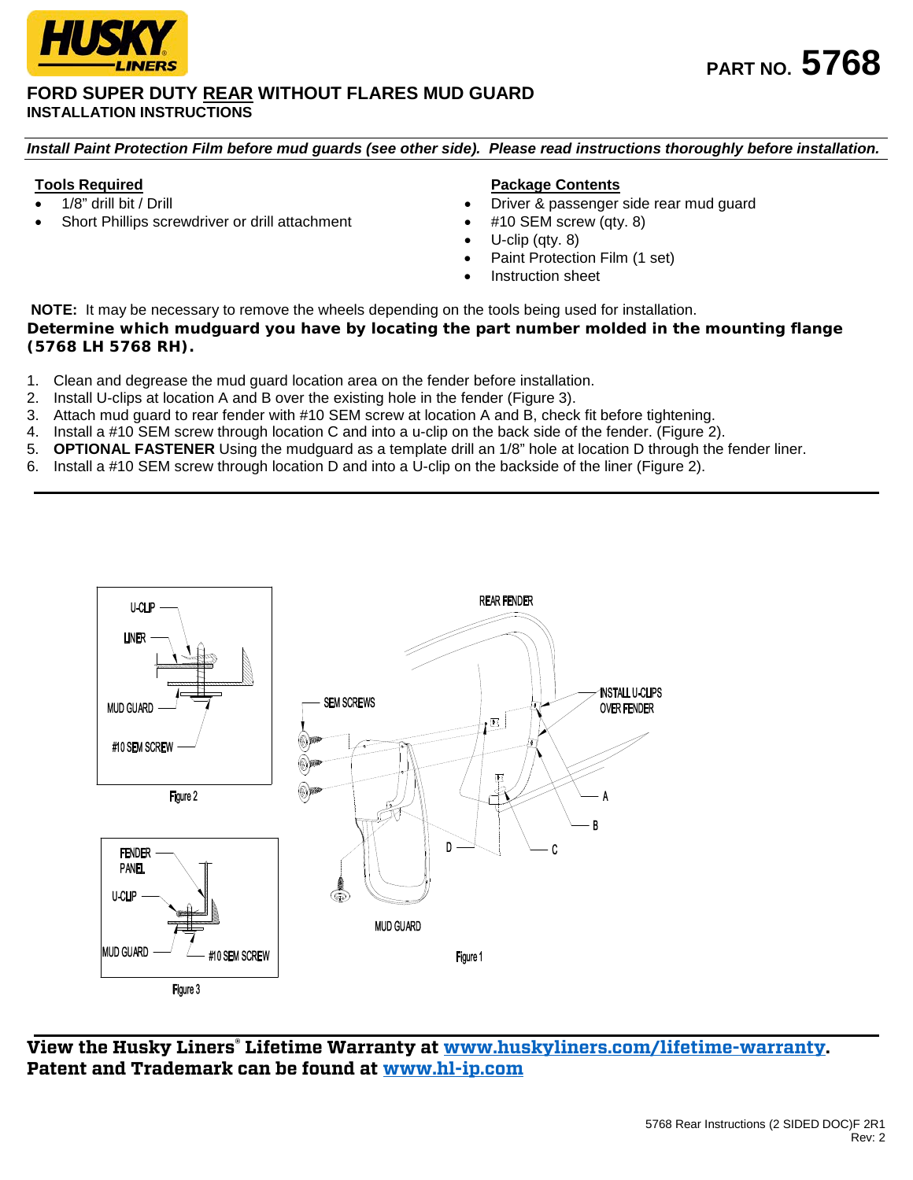**HUSKY LINERS**

PART NO. **5768**

# FORD SUPER DUTY REAR WITHOUT FLARES MUD GUARD
## INSTALLATION INSTRUCTIONS

***Install Paint Protection Film before mud guards (see other side). Please read instructions thoroughly before installation.***

**Tools Required**

- 1/8" drill bit / Drill
- Short Phillips screwdriver or drill attachment

**Package Contents**

- Driver & passenger side rear mud guard
- #10 SEM screw (qty. 8)
- U-clip (qty. 8)
- Paint Protection Film (1 set)
- Instruction sheet

**NOTE:** It may be necessary to remove the wheels depending on the tools being used for installation.

**Determine which mudguard you have by locating the part number molded in the mounting flange (5768 LH 5768 RH).**

1. Clean and degrease the mud guard location area on the fender before installation.
2. Install U-clips at location A and B over the existing hole in the fender (Figure 3).
3. Attach mud guard to rear fender with #10 SEM screw at location A and B, check fit before tightening.
4. Install a #10 SEM screw through location C and into a u-clip on the back side of the fender. (Figure 2).
5. **OPTIONAL FASTENER** Using the mudguard as a template drill an 1/8" hole at location D through the fender liner.
6. Install a #10 SEM screw through location D and into a U-clip on the backside of the liner (Figure 2).

U-CLIP, LINER, MUD GUARD, #10 SEM SCREW

Figure 2

FENDER PANEL, U-CLIP, MUD GUARD, #10 SEM SCREW

Figure 3

REAR FENDER, SEM SCREWS, INSTALL U-CLIPS OVER FENDER, A, B, C, D, MUD GUARD

Figure 1

**View the Husky Liners® Lifetime Warranty at [www.huskyliners.com/lifetime-warranty](www.huskyliners.com/lifetime-warranty).**
**Patent and Trademark can be found at [www.hl-ip.com](www.hl-ip.com)**

5768 Rear Instructions (2 SIDED DOC)F 2R1
Rev: 2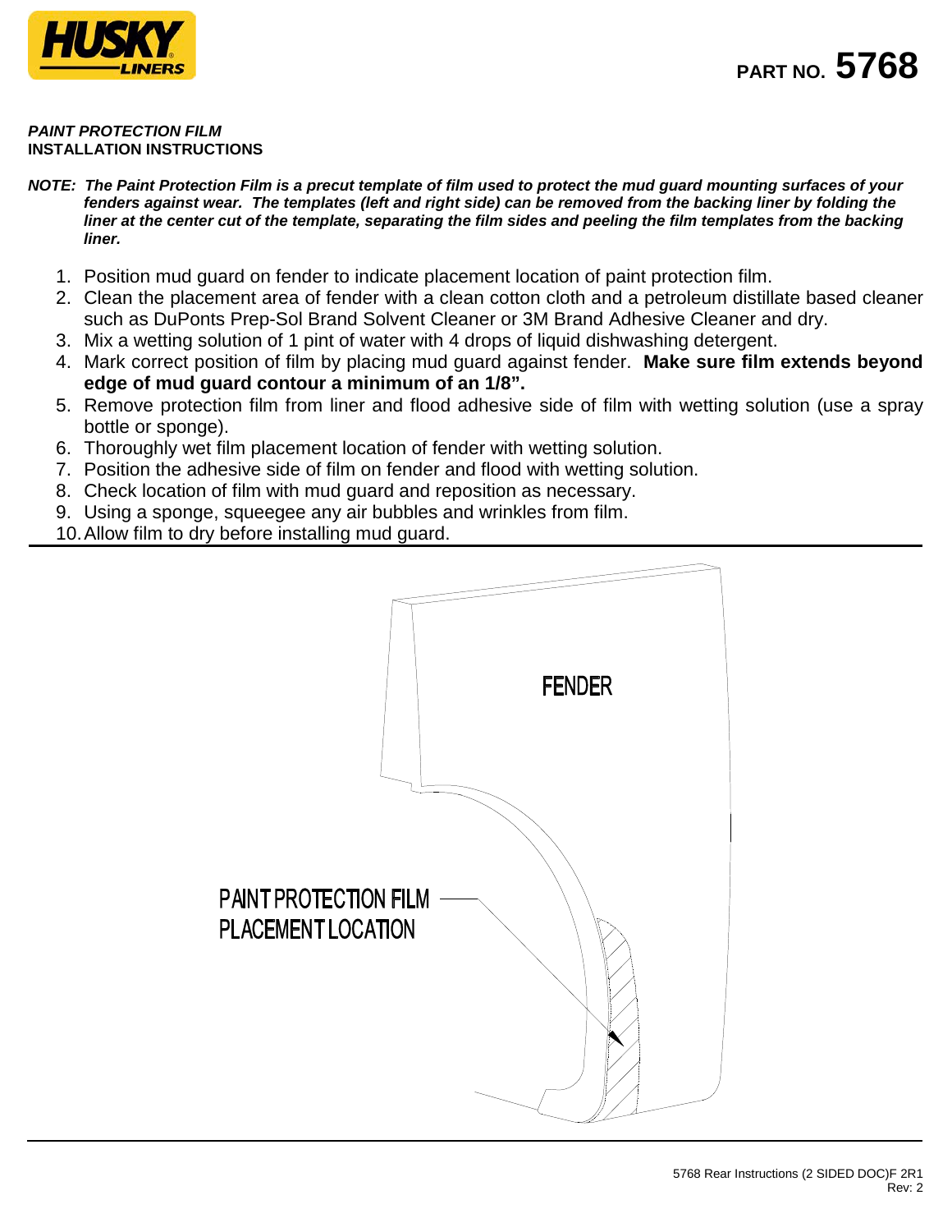PART NO. **5768**

***PAINT PROTECTION FILM***
**INSTALLATION INSTRUCTIONS**

***NOTE: The Paint Protection Film is a precut template of film used to protect the mud guard mounting surfaces of your fenders against wear. The templates (left and right side) can be removed from the backing liner by folding the liner at the center cut of the template, separating the film sides and peeling the film templates from the backing liner.***

1. Position mud guard on fender to indicate placement location of paint protection film.
2. Clean the placement area of fender with a clean cotton cloth and a petroleum distillate based cleaner such as DuPonts Prep-Sol Brand Solvent Cleaner or 3M Brand Adhesive Cleaner and dry.
3. Mix a wetting solution of 1 pint of water with 4 drops of liquid dishwashing detergent.
4. Mark correct position of film by placing mud guard against fender. **Make sure film extends beyond edge of mud guard contour a minimum of an 1/8".**
5. Remove protection film from liner and flood adhesive side of film with wetting solution (use a spray bottle or sponge).
6. Thoroughly wet film placement location of fender with wetting solution.
7. Position the adhesive side of film on fender and flood with wetting solution.
8. Check location of film with mud guard and reposition as necessary.
9. Using a sponge, squeegee any air bubbles and wrinkles from film.
10. Allow film to dry before installing mud guard.

FENDER

PAINT PROTECTION FILM
PLACEMENT LOCATION

5768 Rear Instructions (2 SIDED DOC)F 2R1
Rev: 2